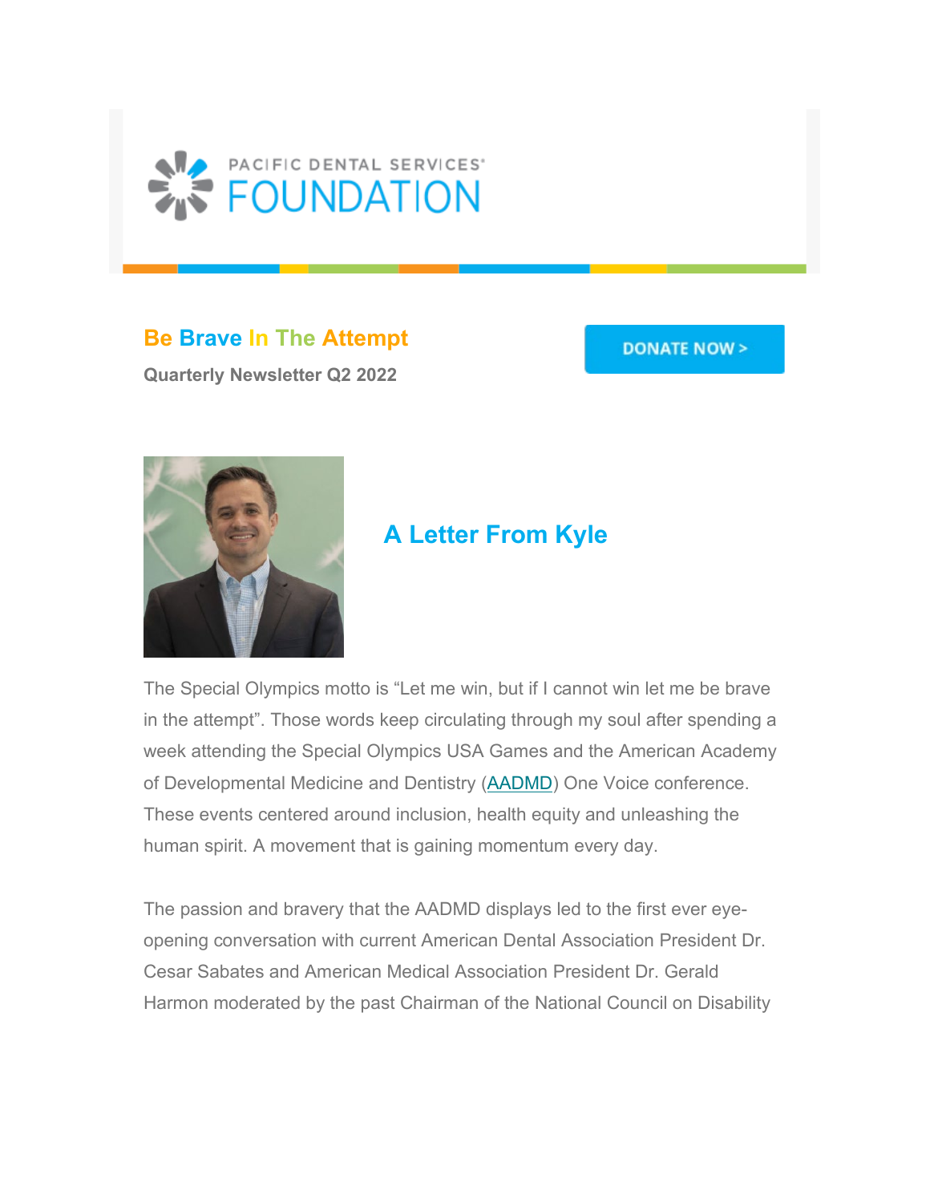PACIFIC DENTAL SERVICES® FOUNDATION

## Be Brave In The Attempt

**Quarterly Newsletter Q2 2022**

DONATE NOW >

## A Letter From Kyle

The Special Olympics motto is "Let me win, but if I cannot win let me be brave in the attempt". Those words keep circulating through my soul after spending a week attending the Special Olympics USA Games and the American Academy of Developmental Medicine and Dentistry (AADMD) One Voice conference. These events centered around inclusion, health equity and unleashing the human spirit. A movement that is gaining momentum every day.

The passion and bravery that the AADMD displays led to the first ever eye-opening conversation with current American Dental Association President Dr. Cesar Sabates and American Medical Association President Dr. Gerald Harmon moderated by the past Chairman of the National Council on Disability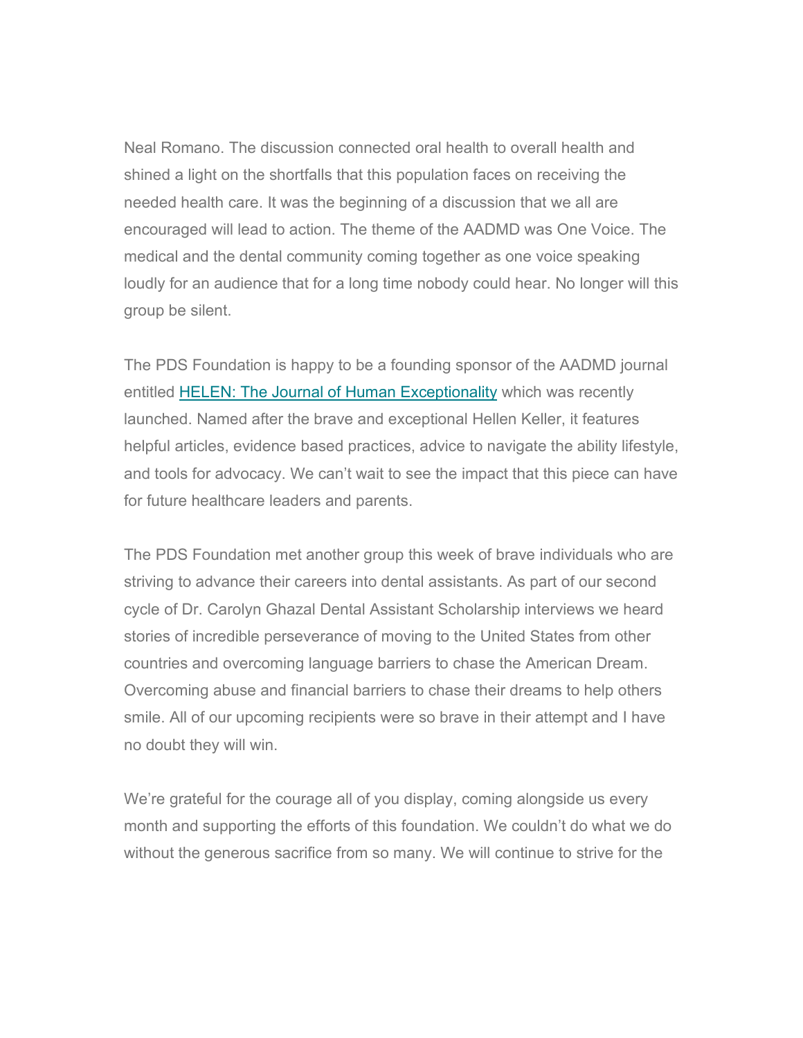Neal Romano. The discussion connected oral health to overall health and shined a light on the shortfalls that this population faces on receiving the needed health care. It was the beginning of a discussion that we all are encouraged will lead to action. The theme of the AADMD was One Voice. The medical and the dental community coming together as one voice speaking loudly for an audience that for a long time nobody could hear. No longer will this group be silent.

The PDS Foundation is happy to be a founding sponsor of the AADMD journal entitled [HELEN: The Journal of Human Exceptionality] which was recently launched. Named after the brave and exceptional Hellen Keller, it features helpful articles, evidence based practices, advice to navigate the ability lifestyle, and tools for advocacy. We can't wait to see the impact that this piece can have for future healthcare leaders and parents.

The PDS Foundation met another group this week of brave individuals who are striving to advance their careers into dental assistants. As part of our second cycle of Dr. Carolyn Ghazal Dental Assistant Scholarship interviews we heard stories of incredible perseverance of moving to the United States from other countries and overcoming language barriers to chase the American Dream. Overcoming abuse and financial barriers to chase their dreams to help others smile. All of our upcoming recipients were so brave in their attempt and I have no doubt they will win.

We're grateful for the courage all of you display, coming alongside us every month and supporting the efforts of this foundation. We couldn't do what we do without the generous sacrifice from so many. We will continue to strive for the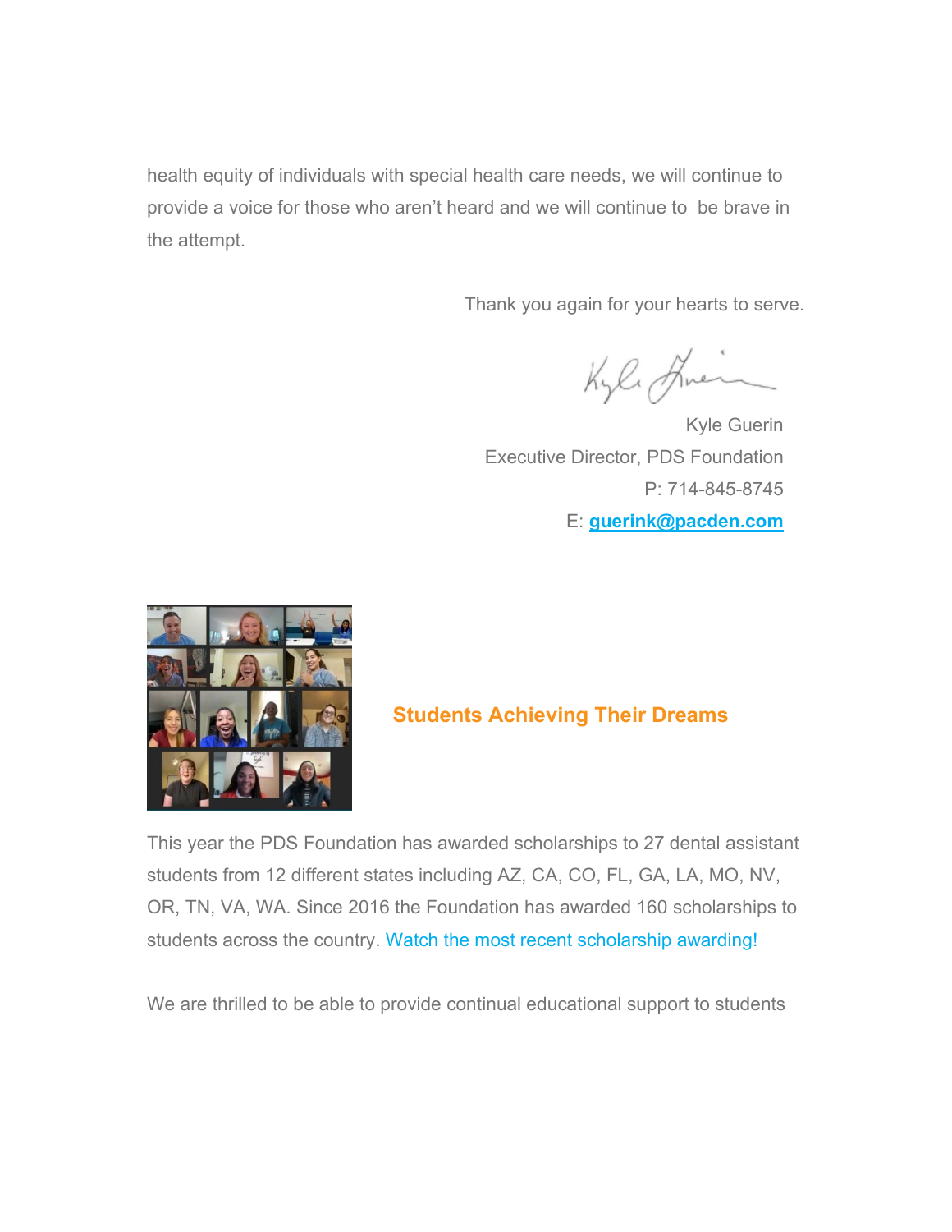health equity of individuals with special health care needs, we will continue to provide a voice for those who aren't heard and we will continue to be brave in the attempt.

Thank you again for your hearts to serve.

Kyle Guerin
Executive Director, PDS Foundation
P: 714-845-8745
E: **guerink@pacden.com**

## Students Achieving Their Dreams

This year the PDS Foundation has awarded scholarships to 27 dental assistant students from 12 different states including AZ, CA, CO, FL, GA, LA, MO, NV, OR, TN, VA, WA. Since 2016 the Foundation has awarded 160 scholarships to students across the country. Watch the most recent scholarship awarding!

We are thrilled to be able to provide continual educational support to students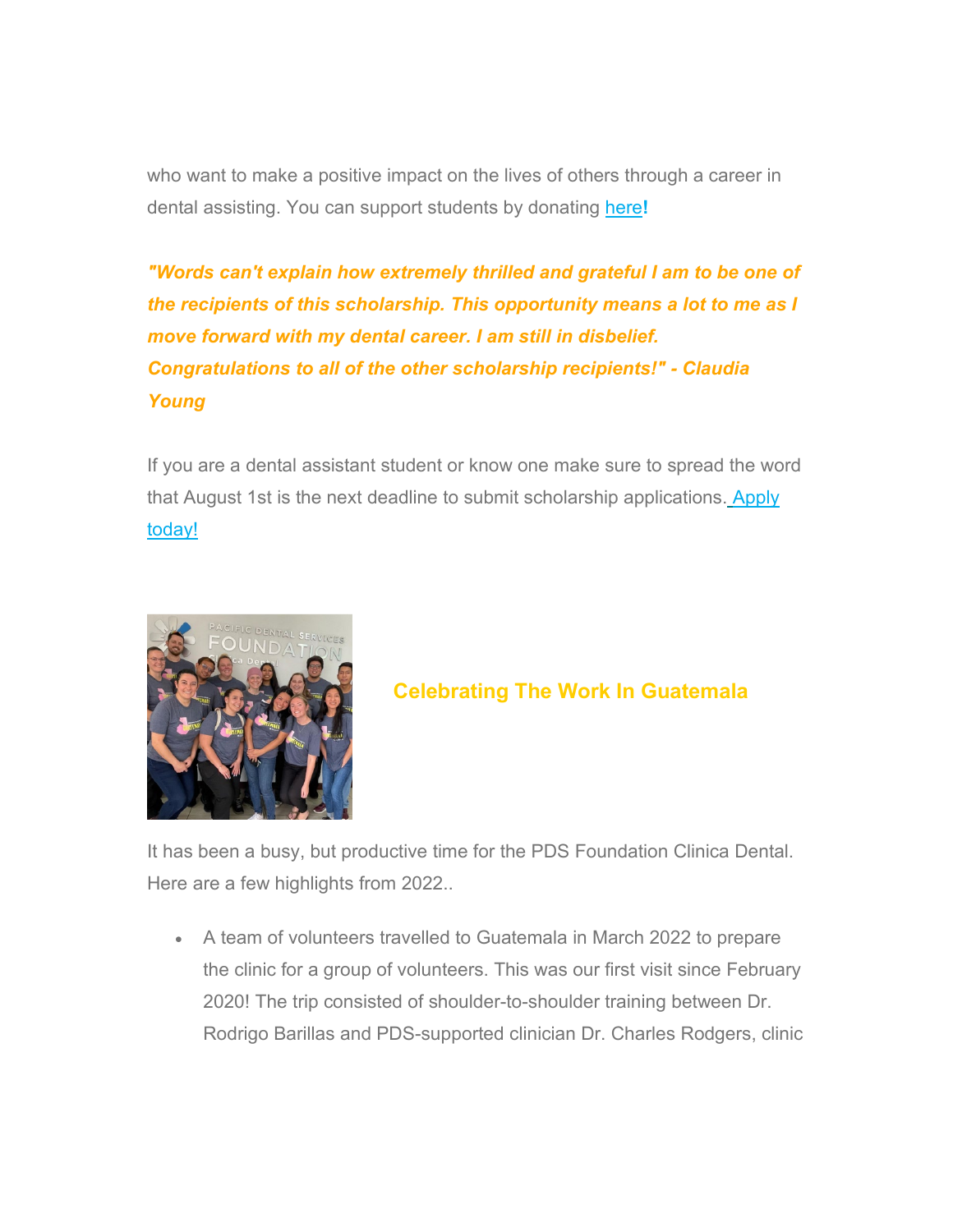who want to make a positive impact on the lives of others through a career in dental assisting. You can support students by donating here**!**

***"Words can't explain how extremely thrilled and grateful I am to be one of the recipients of this scholarship. This opportunity means a lot to me as I move forward with my dental career. I am still in disbelief. Congratulations to all of the other scholarship recipients!" - Claudia Young***

If you are a dental assistant student or know one make sure to spread the word that August 1st is the next deadline to submit scholarship applications. Apply today!

## Celebrating The Work In Guatemala

It has been a busy, but productive time for the PDS Foundation Clinica Dental. Here are a few highlights from 2022..

- A team of volunteers travelled to Guatemala in March 2022 to prepare the clinic for a group of volunteers. This was our first visit since February 2020! The trip consisted of shoulder-to-shoulder training between Dr. Rodrigo Barillas and PDS-supported clinician Dr. Charles Rodgers, clinic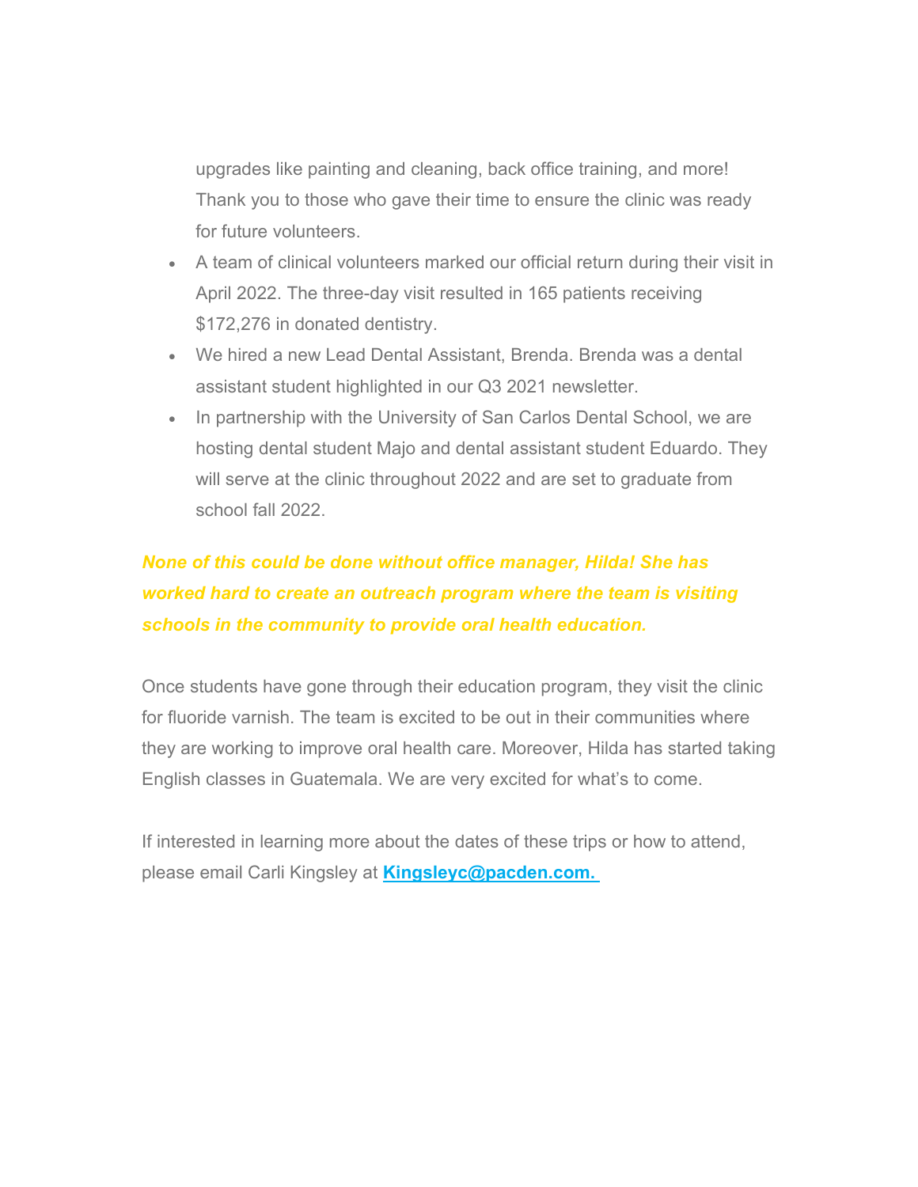upgrades like painting and cleaning, back office training, and more! Thank you to those who gave their time to ensure the clinic was ready for future volunteers.

- A team of clinical volunteers marked our official return during their visit in April 2022. The three-day visit resulted in 165 patients receiving $172,276 in donated dentistry.
- We hired a new Lead Dental Assistant, Brenda. Brenda was a dental assistant student highlighted in our Q3 2021 newsletter.
- In partnership with the University of San Carlos Dental School, we are hosting dental student Majo and dental assistant student Eduardo. They will serve at the clinic throughout 2022 and are set to graduate from school fall 2022.

***None of this could be done without office manager, Hilda! She has worked hard to create an outreach program where the team is visiting schools in the community to provide oral health education.***

Once students have gone through their education program, they visit the clinic for fluoride varnish. The team is excited to be out in their communities where they are working to improve oral health care. Moreover, Hilda has started taking English classes in Guatemala. We are very excited for what's to come.

If interested in learning more about the dates of these trips or how to attend, please email Carli Kingsley at **Kingsleyc@pacden.com.**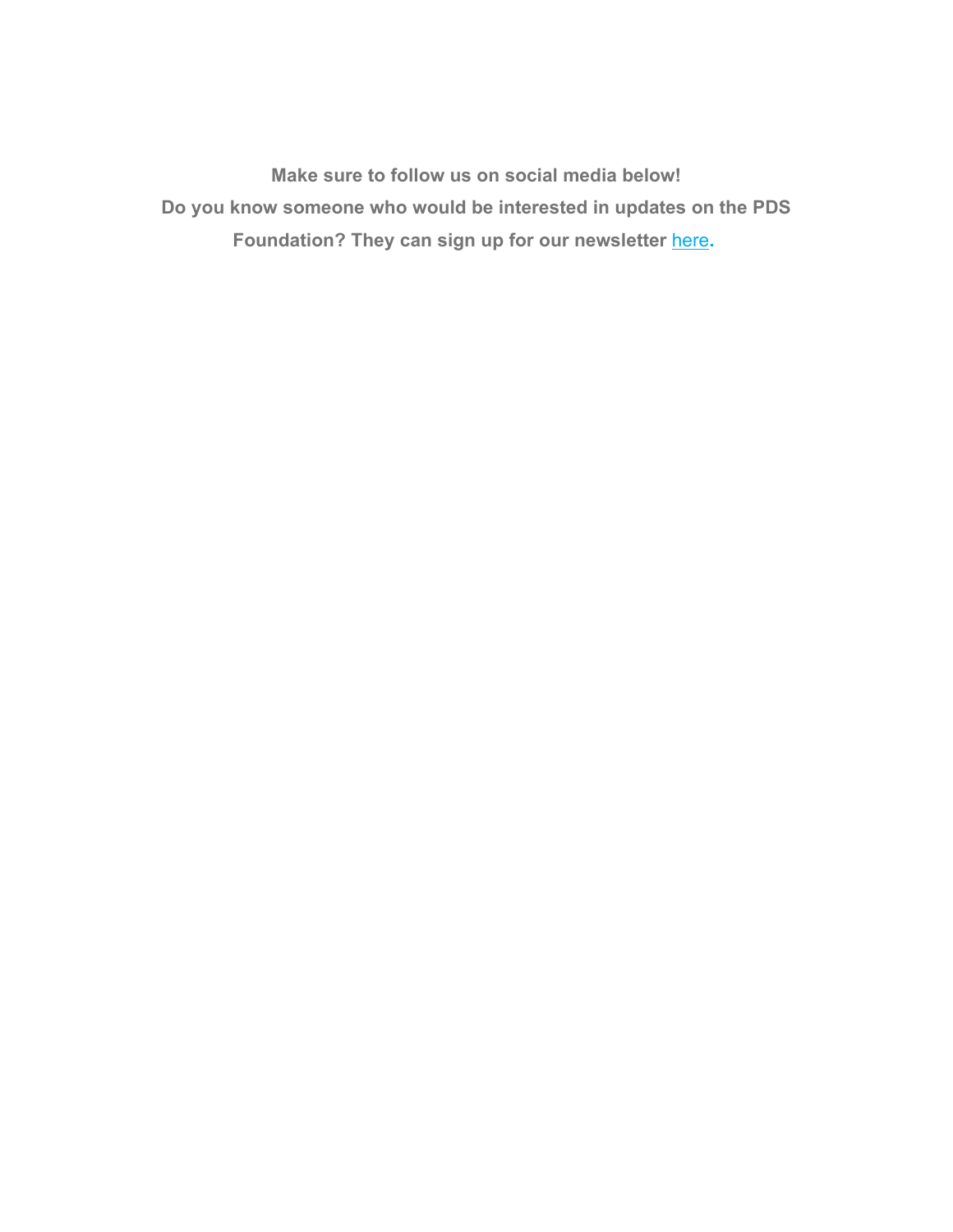**Make sure to follow us on social media below!**

**Do you know someone who would be interested in updates on the PDS Foundation? They can sign up for our newsletter here.**